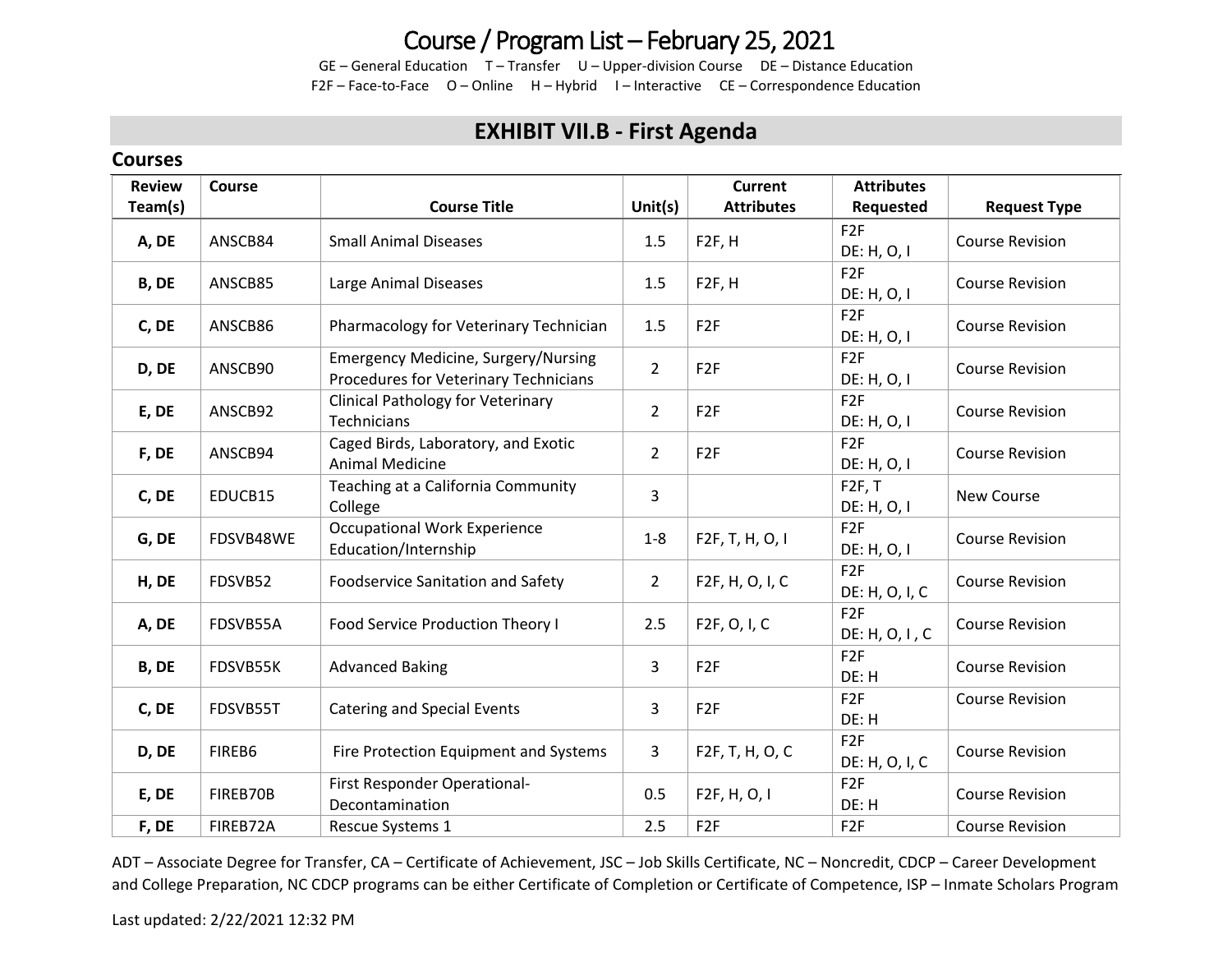# Course / Program List – February 25, 2021

GE – General Education T – Transfer U – Upper-division Course DE – Distance Education
F2F – Face-to-Face O – Online H – Hybrid I – Interactive CE – Correspondence Education

## EXHIBIT VII.B - First Agenda

### Courses

| Review Team(s) | Course | Course Title | Unit(s) | Current Attributes | Attributes Requested | Request Type |
|---|---|---|---|---|---|---|
| **A, DE** | ANSCB84 | Small Animal Diseases | 1.5 | F2F, H | F2F<br>DE: H, O, I | Course Revision |
| **B, DE** | ANSCB85 | Large Animal Diseases | 1.5 | F2F, H | F2F<br>DE: H, O, I | Course Revision |
| **C, DE** | ANSCB86 | Pharmacology for Veterinary Technician | 1.5 | F2F | F2F<br>DE: H, O, I | Course Revision |
| **D, DE** | ANSCB90 | Emergency Medicine, Surgery/Nursing Procedures for Veterinary Technicians | 2 | F2F | F2F<br>DE: H, O, I | Course Revision |
| **E, DE** | ANSCB92 | Clinical Pathology for Veterinary Technicians | 2 | F2F | F2F<br>DE: H, O, I | Course Revision |
| **F, DE** | ANSCB94 | Caged Birds, Laboratory, and Exotic Animal Medicine | 2 | F2F | F2F<br>DE: H, O, I | Course Revision |
| **C, DE** | EDUCB15 | Teaching at a California Community College | 3 | | F2F, T<br>DE: H, O, I | New Course |
| **G, DE** | FDSVB48WE | Occupational Work Experience Education/Internship | 1-8 | F2F, T, H, O, I | F2F<br>DE: H, O, I | Course Revision |
| **H, DE** | FDSVB52 | Foodservice Sanitation and Safety | 2 | F2F, H, O, I, C | F2F<br>DE: H, O, I, C | Course Revision |
| **A, DE** | FDSVB55A | Food Service Production Theory I | 2.5 | F2F, O, I, C | F2F<br>DE: H, O, I , C | Course Revision |
| **B, DE** | FDSVB55K | Advanced Baking | 3 | F2F | F2F<br>DE: H | Course Revision |
| **C, DE** | FDSVB55T | Catering and Special Events | 3 | F2F | F2F<br>DE: H | Course Revision |
| **D, DE** | FIREB6 | Fire Protection Equipment and Systems | 3 | F2F, T, H, O, C | F2F<br>DE: H, O, I, C | Course Revision |
| **E, DE** | FIREB70B | First Responder Operational-Decontamination | 0.5 | F2F, H, O, I | F2F<br>DE: H | Course Revision |
| **F, DE** | FIREB72A | Rescue Systems 1 | 2.5 | F2F | F2F | Course Revision |

ADT – Associate Degree for Transfer, CA – Certificate of Achievement, JSC – Job Skills Certificate, NC – Noncredit, CDCP – Career Development and College Preparation, NC CDCP programs can be either Certificate of Completion or Certificate of Competence, ISP – Inmate Scholars Program

Last updated: 2/22/2021 12:32 PM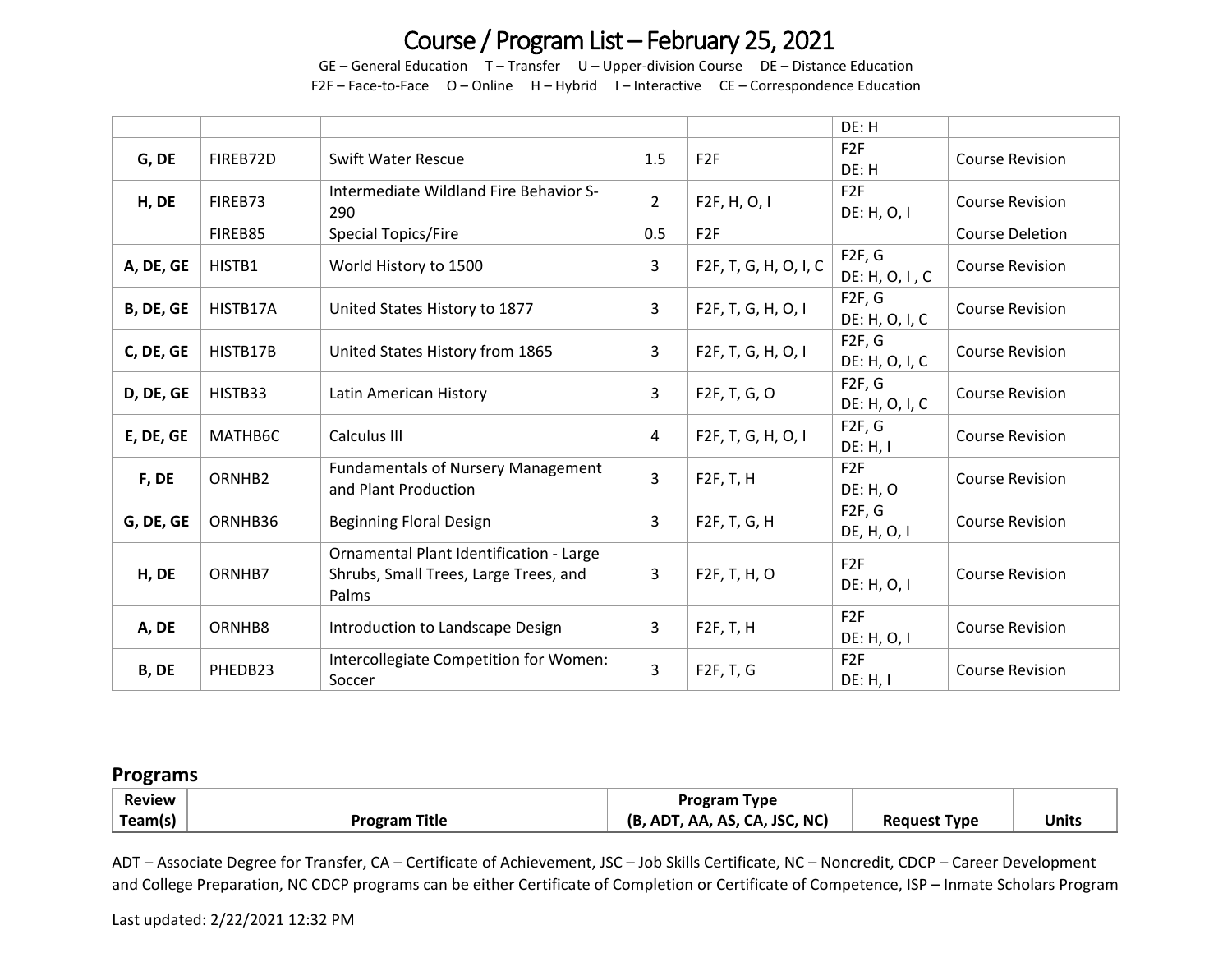# Course / Program List – February 25, 2021

GE – General Education T – Transfer U – Upper-division Course DE – Distance Education
F2F – Face-to-Face O – Online H – Hybrid I – Interactive CE – Correspondence Education

| | | | | | | |
|---|---|---|---|---|---|---|
| | | | | | DE: H | |
| G, DE | FIREB72D | Swift Water Rescue | 1.5 | F2F | F2F<br>DE: H | Course Revision |
| H, DE | FIREB73 | Intermediate Wildland Fire Behavior S-290 | 2 | F2F, H, O, I | F2F<br>DE: H, O, I | Course Revision |
| | FIREB85 | Special Topics/Fire | 0.5 | F2F | | Course Deletion |
| A, DE, GE | HISTB1 | World History to 1500 | 3 | F2F, T, G, H, O, I, C | F2F, G<br>DE: H, O, I , C | Course Revision |
| B, DE, GE | HISTB17A | United States History to 1877 | 3 | F2F, T, G, H, O, I | F2F, G<br>DE: H, O, I, C | Course Revision |
| C, DE, GE | HISTB17B | United States History from 1865 | 3 | F2F, T, G, H, O, I | F2F, G<br>DE: H, O, I, C | Course Revision |
| D, DE, GE | HISTB33 | Latin American History | 3 | F2F, T, G, O | F2F, G<br>DE: H, O, I, C | Course Revision |
| E, DE, GE | MATHB6C | Calculus III | 4 | F2F, T, G, H, O, I | F2F, G<br>DE: H, I | Course Revision |
| F, DE | ORNHB2 | Fundamentals of Nursery Management and Plant Production | 3 | F2F, T, H | F2F<br>DE: H, O | Course Revision |
| G, DE, GE | ORNHB36 | Beginning Floral Design | 3 | F2F, T, G, H | F2F, G<br>DE, H, O, I | Course Revision |
| H, DE | ORNHB7 | Ornamental Plant Identification - Large Shrubs, Small Trees, Large Trees, and Palms | 3 | F2F, T, H, O | F2F<br>DE: H, O, I | Course Revision |
| A, DE | ORNHB8 | Introduction to Landscape Design | 3 | F2F, T, H | F2F<br>DE: H, O, I | Course Revision |
| B, DE | PHEDB23 | Intercollegiate Competition for Women: Soccer | 3 | F2F, T, G | F2F<br>DE: H, I | Course Revision |

## Programs

| Review Team(s) | Program Title | Program Type (B, ADT, AA, AS, CA, JSC, NC) | Request Type | Units |
|---|---|---|---|---|

ADT – Associate Degree for Transfer, CA – Certificate of Achievement, JSC – Job Skills Certificate, NC – Noncredit, CDCP – Career Development and College Preparation, NC CDCP programs can be either Certificate of Completion or Certificate of Competence, ISP – Inmate Scholars Program

Last updated: 2/22/2021 12:32 PM